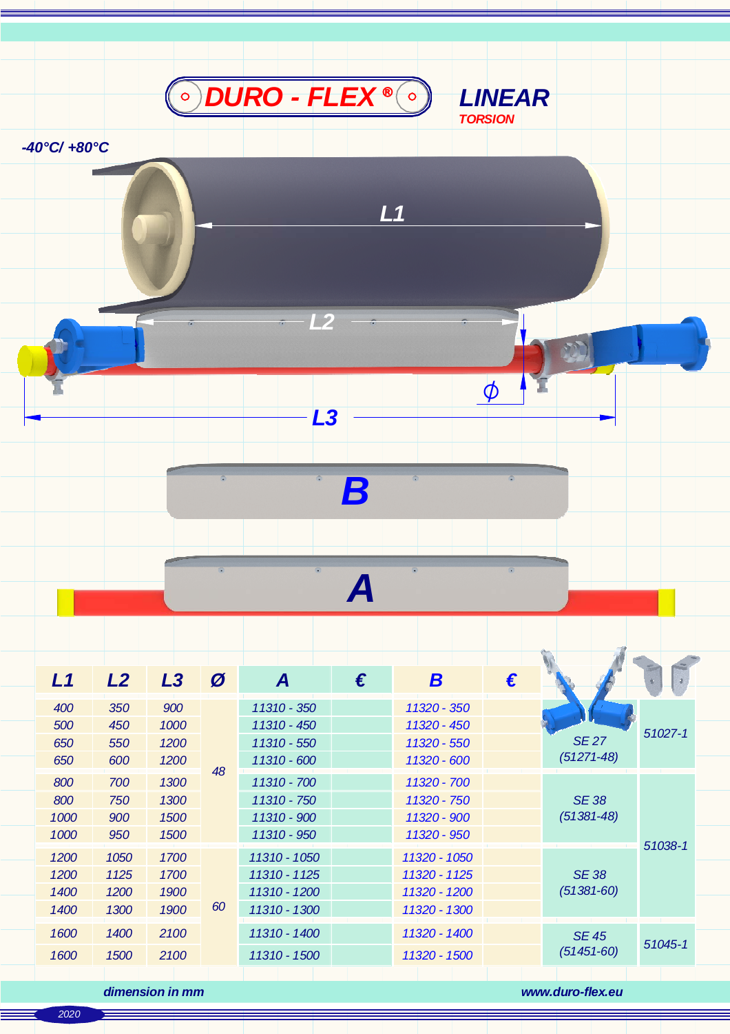# DURO - FLEX®

## LINEAR

TORSION

-40°C/ +80°C

L1

L2

L3

ϕ

B

A

| L1 | L2 | L3 | Ø | A | € | B | € | | |
|---|---|---|---|---|---|---|---|---|---|
| 400 | 350 | 900 | 48 | 11310 - 350 | | 11320 - 350 | | SE 27 (51271-48) | 51027-1 |
| 500 | 450 | 1000 | | 11310 - 450 | | 11320 - 450 | | | |
| 650 | 550 | 1200 | | 11310 - 550 | | 11320 - 550 | | | |
| 650 | 600 | 1200 | | 11310 - 600 | | 11320 - 600 | | | |
| 800 | 700 | 1300 | | 11310 - 700 | | 11320 - 700 | | SE 38 (51381-48) | 51038-1 |
| 800 | 750 | 1300 | | 11310 - 750 | | 11320 - 750 | | | |
| 1000 | 900 | 1500 | | 11310 - 900 | | 11320 - 900 | | | |
| 1000 | 950 | 1500 | | 11310 - 950 | | 11320 - 950 | | | |
| 1200 | 1050 | 1700 | 60 | 11310 - 1050 | | 11320 - 1050 | | SE 38 (51381-60) | |
| 1200 | 1125 | 1700 | | 11310 - 1125 | | 11320 - 1125 | | | |
| 1400 | 1200 | 1900 | | 11310 - 1200 | | 11320 - 1200 | | | |
| 1400 | 1300 | 1900 | | 11310 - 1300 | | 11320 - 1300 | | | |
| 1600 | 1400 | 2100 | | 11310 - 1400 | | 11320 - 1400 | | SE 45 (51451-60) | 51045-1 |
| 1600 | 1500 | 2100 | | 11310 - 1500 | | 11320 - 1500 | | | |

dimension in mm

www.duro-flex.eu

2020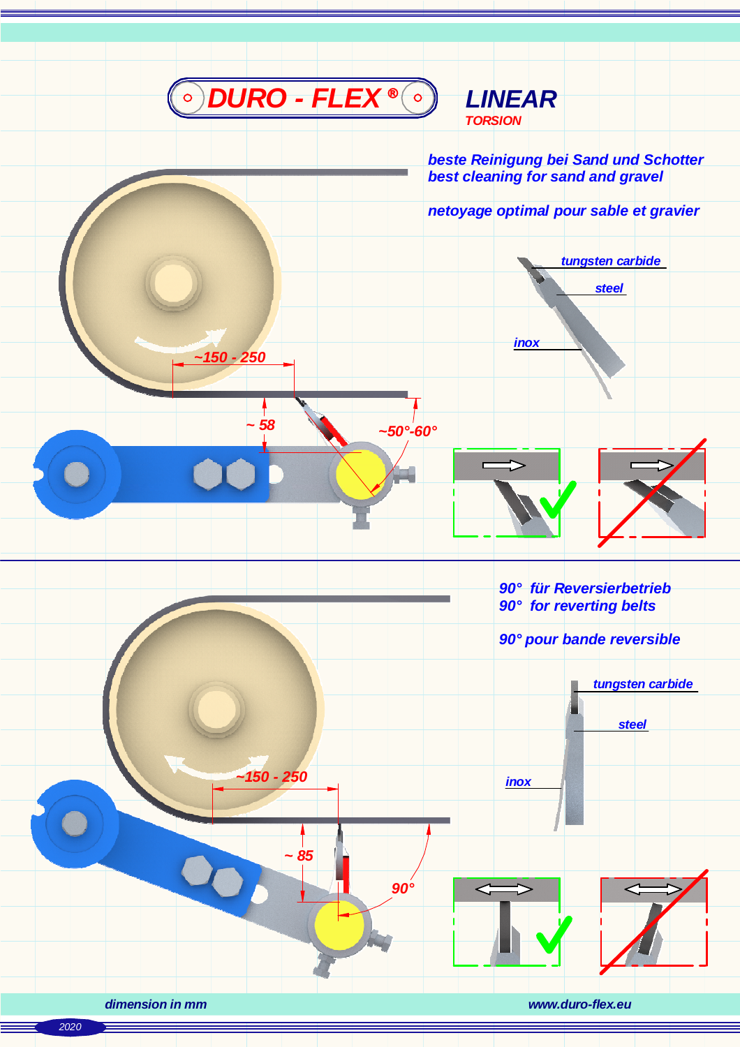# DURO - FLEX ®

## LINEAR

TORSION

*beste Reinigung bei Sand und Schotter*
*best cleaning for sand and gravel*

*netoyage optimal pour sable et gravier*

tungsten carbide

steel

inox

~150 - 250

~ 58

~50°-60°

*90° für Reversierbetrieb*
*90° for reverting belts*

*90° pour bande reversible*

tungsten carbide

steel

inox

~150 - 250

~ 85

90°

*dimension in mm*

*www.duro-flex.eu*

2020